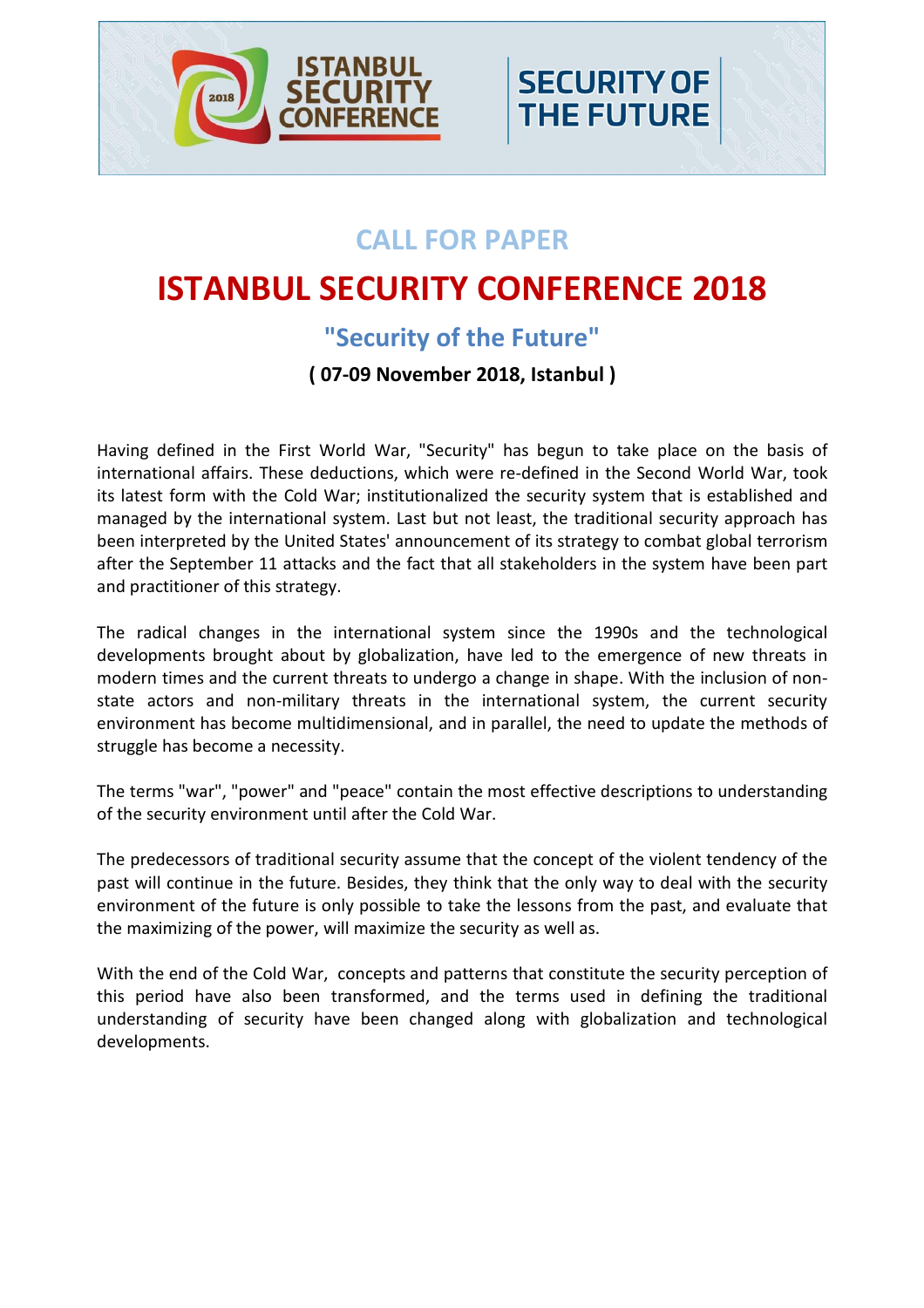ISTANBUL SECURITY CONFERENCE 2018 | SECURITY OF THE FUTURE

## CALL FOR PAPER

# ISTANBUL SECURITY CONFERENCE 2018

## "Security of the Future"

**( 07-09 November 2018, Istanbul )**

Having defined in the First World War, "Security" has begun to take place on the basis of international affairs. These deductions, which were re-defined in the Second World War, took its latest form with the Cold War; institutionalized the security system that is established and managed by the international system. Last but not least, the traditional security approach has been interpreted by the United States' announcement of its strategy to combat global terrorism after the September 11 attacks and the fact that all stakeholders in the system have been part and practitioner of this strategy.

The radical changes in the international system since the 1990s and the technological developments brought about by globalization, have led to the emergence of new threats in modern times and the current threats to undergo a change in shape. With the inclusion of non-state actors and non-military threats in the international system, the current security environment has become multidimensional, and in parallel, the need to update the methods of struggle has become a necessity.

The terms "war", "power" and "peace" contain the most effective descriptions to understanding of the security environment until after the Cold War.

The predecessors of traditional security assume that the concept of the violent tendency of the past will continue in the future. Besides, they think that the only way to deal with the security environment of the future is only possible to take the lessons from the past, and evaluate that the maximizing of the power, will maximize the security as well as.

With the end of the Cold War, concepts and patterns that constitute the security perception of this period have also been transformed, and the terms used in defining the traditional understanding of security have been changed along with globalization and technological developments.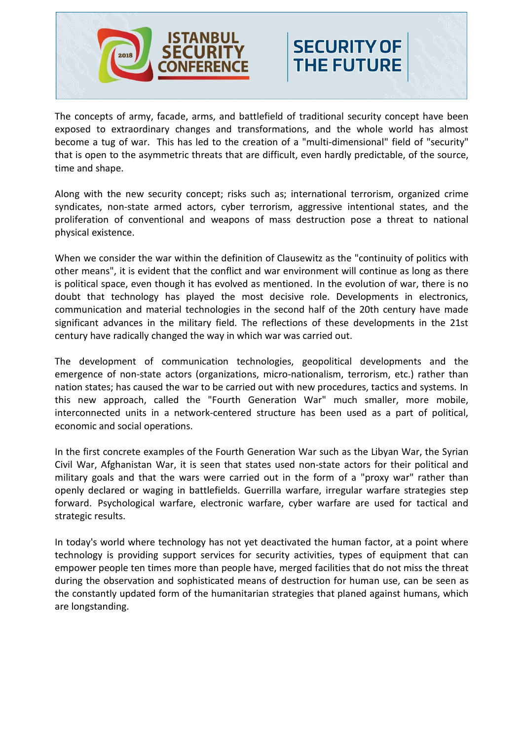The concepts of army, facade, arms, and battlefield of traditional security concept have been exposed to extraordinary changes and transformations, and the whole world has almost become a tug of war. This has led to the creation of a "multi-dimensional" field of "security" that is open to the asymmetric threats that are difficult, even hardly predictable, of the source, time and shape.

Along with the new security concept; risks such as; international terrorism, organized crime syndicates, non-state armed actors, cyber terrorism, aggressive intentional states, and the proliferation of conventional and weapons of mass destruction pose a threat to national physical existence.

When we consider the war within the definition of Clausewitz as the "continuity of politics with other means", it is evident that the conflict and war environment will continue as long as there is political space, even though it has evolved as mentioned. In the evolution of war, there is no doubt that technology has played the most decisive role. Developments in electronics, communication and material technologies in the second half of the 20th century have made significant advances in the military field. The reflections of these developments in the 21st century have radically changed the way in which war was carried out.

The development of communication technologies, geopolitical developments and the emergence of non-state actors (organizations, micro-nationalism, terrorism, etc.) rather than nation states; has caused the war to be carried out with new procedures, tactics and systems. In this new approach, called the "Fourth Generation War" much smaller, more mobile, interconnected units in a network-centered structure has been used as a part of political, economic and social operations.

In the first concrete examples of the Fourth Generation War such as the Libyan War, the Syrian Civil War, Afghanistan War, it is seen that states used non-state actors for their political and military goals and that the wars were carried out in the form of a "proxy war" rather than openly declared or waging in battlefields. Guerrilla warfare, irregular warfare strategies step forward. Psychological warfare, electronic warfare, cyber warfare are used for tactical and strategic results.

In today's world where technology has not yet deactivated the human factor, at a point where technology is providing support services for security activities, types of equipment that can empower people ten times more than people have, merged facilities that do not miss the threat during the observation and sophisticated means of destruction for human use, can be seen as the constantly updated form of the humanitarian strategies that planed against humans, which are longstanding.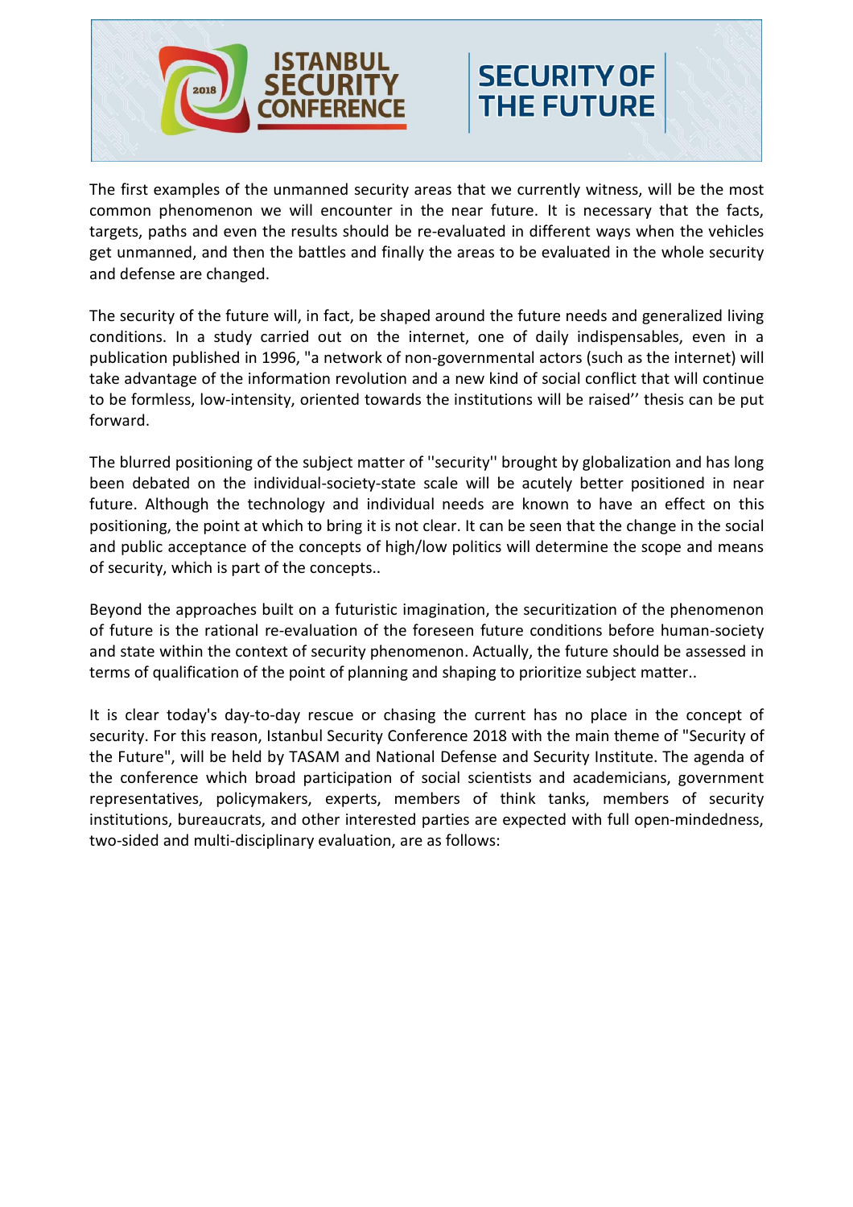The first examples of the unmanned security areas that we currently witness, will be the most common phenomenon we will encounter in the near future. It is necessary that the facts, targets, paths and even the results should be re-evaluated in different ways when the vehicles get unmanned, and then the battles and finally the areas to be evaluated in the whole security and defense are changed.

The security of the future will, in fact, be shaped around the future needs and generalized living conditions. In a study carried out on the internet, one of daily indispensables, even in a publication published in 1996, "a network of non-governmental actors (such as the internet) will take advantage of the information revolution and a new kind of social conflict that will continue to be formless, low-intensity, oriented towards the institutions will be raised'' thesis can be put forward.

The blurred positioning of the subject matter of ''security'' brought by globalization and has long been debated on the individual-society-state scale will be acutely better positioned in near future. Although the technology and individual needs are known to have an effect on this positioning, the point at which to bring it is not clear. It can be seen that the change in the social and public acceptance of the concepts of high/low politics will determine the scope and means of security, which is part of the concepts..

Beyond the approaches built on a futuristic imagination, the securitization of the phenomenon of future is the rational re-evaluation of the foreseen future conditions before human-society and state within the context of security phenomenon. Actually, the future should be assessed in terms of qualification of the point of planning and shaping to prioritize subject matter..

It is clear today's day-to-day rescue or chasing the current has no place in the concept of security. For this reason, Istanbul Security Conference 2018 with the main theme of "Security of the Future", will be held by TASAM and National Defense and Security Institute. The agenda of the conference which broad participation of social scientists and academicians, government representatives, policymakers, experts, members of think tanks, members of security institutions, bureaucrats, and other interested parties are expected with full open-mindedness, two-sided and multi-disciplinary evaluation, are as follows: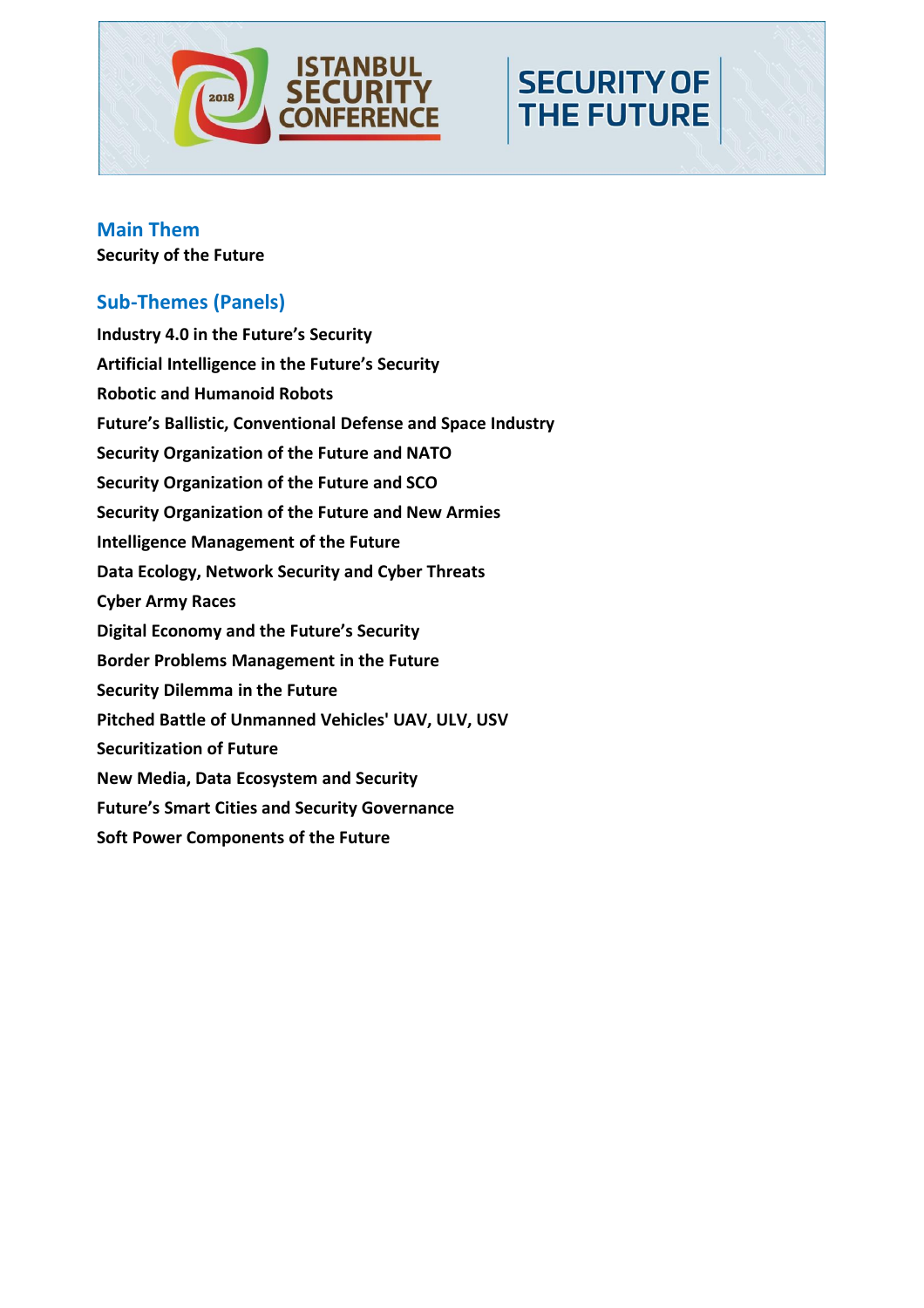## Main Them

**Security of the Future**

## Sub-Themes (Panels)

**Industry 4.0 in the Future's Security**

**Artificial Intelligence in the Future's Security**

**Robotic and Humanoid Robots**

**Future's Ballistic, Conventional Defense and Space Industry**

**Security Organization of the Future and NATO**

**Security Organization of the Future and SCO**

**Security Organization of the Future and New Armies**

**Intelligence Management of the Future**

**Data Ecology, Network Security and Cyber Threats**

**Cyber Army Races**

**Digital Economy and the Future's Security**

**Border Problems Management in the Future**

**Security Dilemma in the Future**

**Pitched Battle of Unmanned Vehicles' UAV, ULV, USV**

**Securitization of Future**

**New Media, Data Ecosystem and Security**

**Future's Smart Cities and Security Governance**

**Soft Power Components of the Future**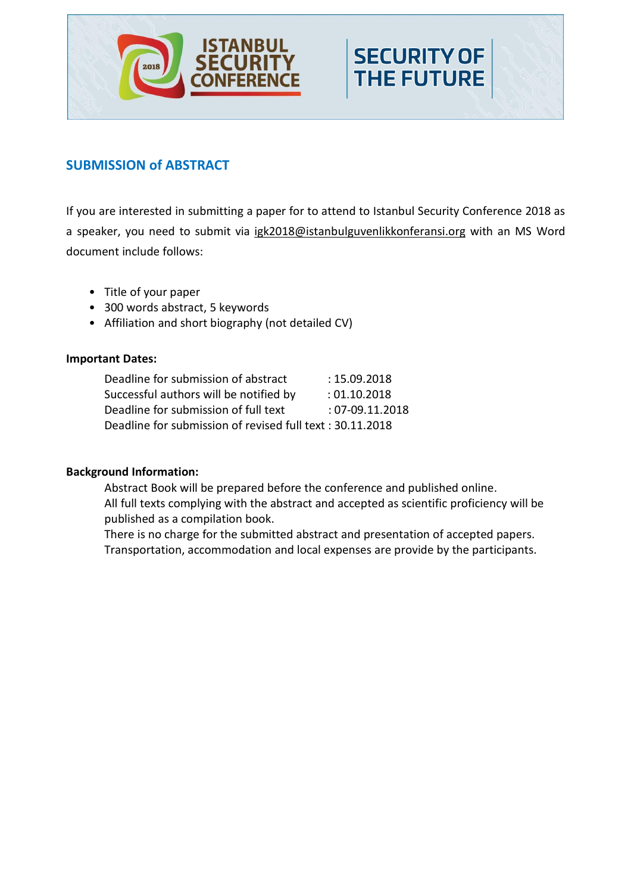ISTANBUL SECURITY CONFERENCE 2018

SECURITY OF THE FUTURE

## SUBMISSION of ABSTRACT

If you are interested in submitting a paper for to attend to Istanbul Security Conference 2018 as a speaker, you need to submit via igk2018@istanbulguvenlikkonferansi.org with an MS Word document include follows:

- Title of your paper
- 300 words abstract, 5 keywords
- Affiliation and short biography (not detailed CV)

**Important Dates:**

Deadline for submission of abstract : 15.09.2018
Successful authors will be notified by : 01.10.2018
Deadline for submission of full text : 07-09.11.2018
Deadline for submission of revised full text : 30.11.2018

**Background Information:**

Abstract Book will be prepared before the conference and published online.
All full texts complying with the abstract and accepted as scientific proficiency will be published as a compilation book.
There is no charge for the submitted abstract and presentation of accepted papers.
Transportation, accommodation and local expenses are provide by the participants.